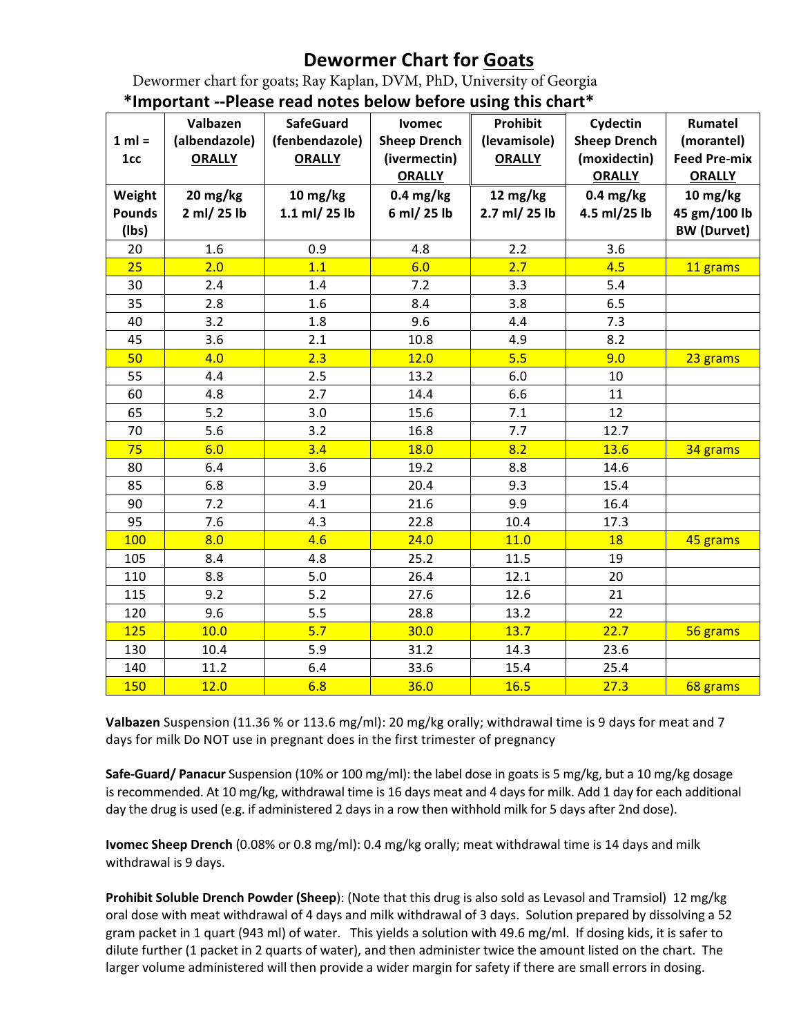# Dewormer Chart for <u>Goats</u>

Dewormer chart for goats; Ray Kaplan, DVM, PhD, University of Georgia

**\*Important --Please read notes below before using this chart\***

| 1 ml = 1cc | Valbazen (albendazole) <u>ORALLY</u> | SafeGuard (fenbendazole) <u>ORALLY</u> | Ivomec Sheep Drench (ivermectin) <u>ORALLY</u> | Prohibit (levamisole) <u>ORALLY</u> | Cydectin Sheep Drench (moxidectin) <u>ORALLY</u> | Rumatel (morantel) Feed Pre-mix <u>ORALLY</u> |
|---|---|---|---|---|---|---|
| **Weight Pounds (lbs)** | **20 mg/kg 2 ml/ 25 lb** | **10 mg/kg 1.1 ml/ 25 lb** | **0.4 mg/kg 6 ml/ 25 lb** | **12 mg/kg 2.7 ml/ 25 lb** | **0.4 mg/kg 4.5 ml/25 lb** | **10 mg/kg 45 gm/100 lb BW (Durvet)** |
| 20 | 1.6 | 0.9 | 4.8 | 2.2 | 3.6 | |
| 25 | 2.0 | 1.1 | 6.0 | 2.7 | 4.5 | 11 grams |
| 30 | 2.4 | 1.4 | 7.2 | 3.3 | 5.4 | |
| 35 | 2.8 | 1.6 | 8.4 | 3.8 | 6.5 | |
| 40 | 3.2 | 1.8 | 9.6 | 4.4 | 7.3 | |
| 45 | 3.6 | 2.1 | 10.8 | 4.9 | 8.2 | |
| 50 | 4.0 | 2.3 | 12.0 | 5.5 | 9.0 | 23 grams |
| 55 | 4.4 | 2.5 | 13.2 | 6.0 | 10 | |
| 60 | 4.8 | 2.7 | 14.4 | 6.6 | 11 | |
| 65 | 5.2 | 3.0 | 15.6 | 7.1 | 12 | |
| 70 | 5.6 | 3.2 | 16.8 | 7.7 | 12.7 | |
| 75 | 6.0 | 3.4 | 18.0 | 8.2 | 13.6 | 34 grams |
| 80 | 6.4 | 3.6 | 19.2 | 8.8 | 14.6 | |
| 85 | 6.8 | 3.9 | 20.4 | 9.3 | 15.4 | |
| 90 | 7.2 | 4.1 | 21.6 | 9.9 | 16.4 | |
| 95 | 7.6 | 4.3 | 22.8 | 10.4 | 17.3 | |
| 100 | 8.0 | 4.6 | 24.0 | 11.0 | 18 | 45 grams |
| 105 | 8.4 | 4.8 | 25.2 | 11.5 | 19 | |
| 110 | 8.8 | 5.0 | 26.4 | 12.1 | 20 | |
| 115 | 9.2 | 5.2 | 27.6 | 12.6 | 21 | |
| 120 | 9.6 | 5.5 | 28.8 | 13.2 | 22 | |
| 125 | 10.0 | 5.7 | 30.0 | 13.7 | 22.7 | 56 grams |
| 130 | 10.4 | 5.9 | 31.2 | 14.3 | 23.6 | |
| 140 | 11.2 | 6.4 | 33.6 | 15.4 | 25.4 | |
| 150 | 12.0 | 6.8 | 36.0 | 16.5 | 27.3 | 68 grams |

**Valbazen** Suspension (11.36 % or 113.6 mg/ml): 20 mg/kg orally; withdrawal time is 9 days for meat and 7 days for milk Do NOT use in pregnant does in the first trimester of pregnancy

**Safe-Guard/ Panacur** Suspension (10% or 100 mg/ml): the label dose in goats is 5 mg/kg, but a 10 mg/kg dosage is recommended. At 10 mg/kg, withdrawal time is 16 days meat and 4 days for milk. Add 1 day for each additional day the drug is used (e.g. if administered 2 days in a row then withhold milk for 5 days after 2nd dose).

**Ivomec Sheep Drench** (0.08% or 0.8 mg/ml): 0.4 mg/kg orally; meat withdrawal time is 14 days and milk withdrawal is 9 days.

**Prohibit Soluble Drench Powder (Sheep)**: (Note that this drug is also sold as Levasol and Tramsiol) 12 mg/kg oral dose with meat withdrawal of 4 days and milk withdrawal of 3 days. Solution prepared by dissolving a 52 gram packet in 1 quart (943 ml) of water. This yields a solution with 49.6 mg/ml. If dosing kids, it is safer to dilute further (1 packet in 2 quarts of water), and then administer twice the amount listed on the chart. The larger volume administered will then provide a wider margin for safety if there are small errors in dosing.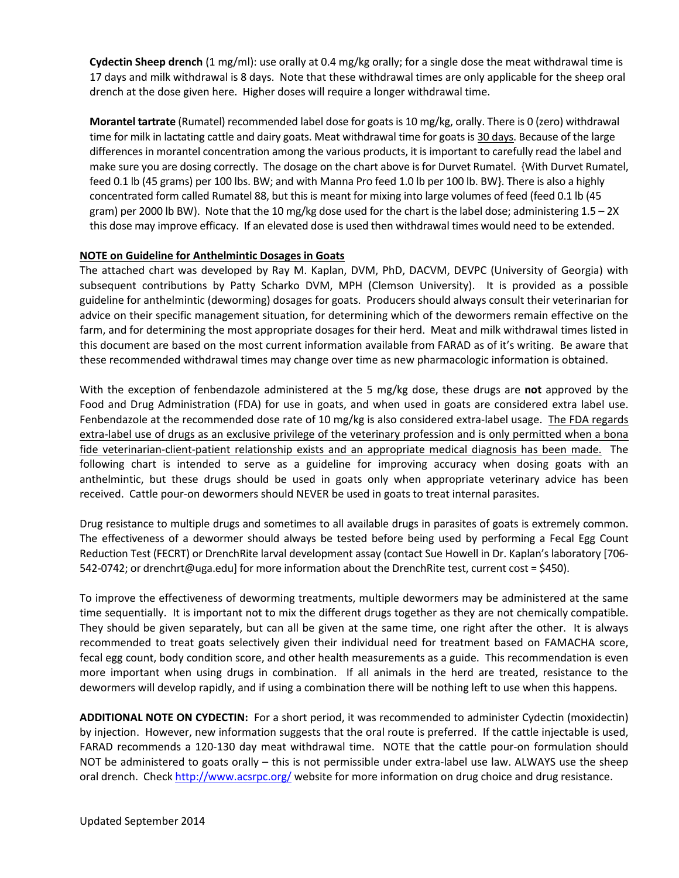**Cydectin Sheep drench** (1 mg/ml): use orally at 0.4 mg/kg orally; for a single dose the meat withdrawal time is 17 days and milk withdrawal is 8 days. Note that these withdrawal times are only applicable for the sheep oral drench at the dose given here. Higher doses will require a longer withdrawal time.

**Morantel tartrate** (Rumatel) recommended label dose for goats is 10 mg/kg, orally. There is 0 (zero) withdrawal time for milk in lactating cattle and dairy goats. Meat withdrawal time for goats is 30 days. Because of the large differences in morantel concentration among the various products, it is important to carefully read the label and make sure you are dosing correctly. The dosage on the chart above is for Durvet Rumatel. {With Durvet Rumatel, feed 0.1 lb (45 grams) per 100 lbs. BW; and with Manna Pro feed 1.0 lb per 100 lb. BW}. There is also a highly concentrated form called Rumatel 88, but this is meant for mixing into large volumes of feed (feed 0.1 lb (45 gram) per 2000 lb BW). Note that the 10 mg/kg dose used for the chart is the label dose; administering 1.5 – 2X this dose may improve efficacy. If an elevated dose is used then withdrawal times would need to be extended.

**NOTE on Guideline for Anthelmintic Dosages in Goats**

The attached chart was developed by Ray M. Kaplan, DVM, PhD, DACVM, DEVPC (University of Georgia) with subsequent contributions by Patty Scharko DVM, MPH (Clemson University). It is provided as a possible guideline for anthelmintic (deworming) dosages for goats. Producers should always consult their veterinarian for advice on their specific management situation, for determining which of the dewormers remain effective on the farm, and for determining the most appropriate dosages for their herd. Meat and milk withdrawal times listed in this document are based on the most current information available from FARAD as of it's writing. Be aware that these recommended withdrawal times may change over time as new pharmacologic information is obtained.

With the exception of fenbendazole administered at the 5 mg/kg dose, these drugs are **not** approved by the Food and Drug Administration (FDA) for use in goats, and when used in goats are considered extra label use. Fenbendazole at the recommended dose rate of 10 mg/kg is also considered extra-label usage. The FDA regards extra-label use of drugs as an exclusive privilege of the veterinary profession and is only permitted when a bona fide veterinarian-client-patient relationship exists and an appropriate medical diagnosis has been made. The following chart is intended to serve as a guideline for improving accuracy when dosing goats with an anthelmintic, but these drugs should be used in goats only when appropriate veterinary advice has been received. Cattle pour-on dewormers should NEVER be used in goats to treat internal parasites.

Drug resistance to multiple drugs and sometimes to all available drugs in parasites of goats is extremely common. The effectiveness of a dewormer should always be tested before being used by performing a Fecal Egg Count Reduction Test (FECRT) or DrenchRite larval development assay (contact Sue Howell in Dr. Kaplan's laboratory [706-542-0742; or drenchrt@uga.edu] for more information about the DrenchRite test, current cost = $450).

To improve the effectiveness of deworming treatments, multiple dewormers may be administered at the same time sequentially. It is important not to mix the different drugs together as they are not chemically compatible. They should be given separately, but can all be given at the same time, one right after the other. It is always recommended to treat goats selectively given their individual need for treatment based on FAMACHA score, fecal egg count, body condition score, and other health measurements as a guide. This recommendation is even more important when using drugs in combination. If all animals in the herd are treated, resistance to the dewormers will develop rapidly, and if using a combination there will be nothing left to use when this happens.

**ADDITIONAL NOTE ON CYDECTIN:** For a short period, it was recommended to administer Cydectin (moxidectin) by injection. However, new information suggests that the oral route is preferred. If the cattle injectable is used, FARAD recommends a 120-130 day meat withdrawal time. NOTE that the cattle pour-on formulation should NOT be administered to goats orally – this is not permissible under extra-label use law. ALWAYS use the sheep oral drench. Check http://www.acsrpc.org/ website for more information on drug choice and drug resistance.

Updated September 2014